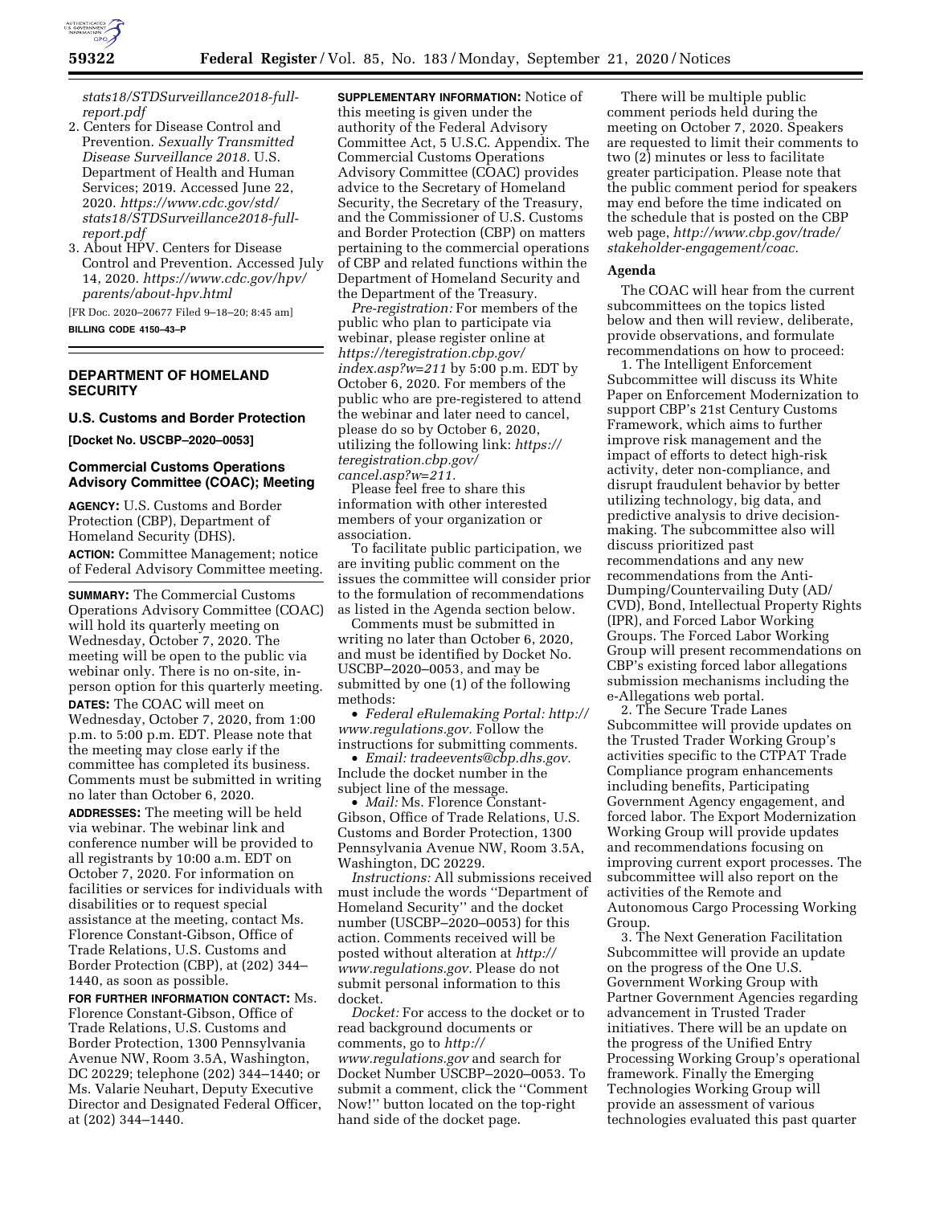*stats18/STDSurveillance2018-full-report.pdf*

2. Centers for Disease Control and Prevention. *Sexually Transmitted Disease Surveillance 2018.* U.S. Department of Health and Human Services; 2019. Accessed June 22, 2020. *https://www.cdc.gov/std/stats18/STDSurveillance2018-full-report.pdf*
3. About HPV. Centers for Disease Control and Prevention. Accessed July 14, 2020. *https://www.cdc.gov/hpv/parents/about-hpv.html*

[FR Doc. 2020–20677 Filed 9–18–20; 8:45 am]

**BILLING CODE 4150–43–P**

## DEPARTMENT OF HOMELAND SECURITY

### U.S. Customs and Border Protection

**[Docket No. USCBP–2020–0053]**

### Commercial Customs Operations Advisory Committee (COAC); Meeting

**AGENCY:** U.S. Customs and Border Protection (CBP), Department of Homeland Security (DHS).

**ACTION:** Committee Management; notice of Federal Advisory Committee meeting.

**SUMMARY:** The Commercial Customs Operations Advisory Committee (COAC) will hold its quarterly meeting on Wednesday, October 7, 2020. The meeting will be open to the public via webinar only. There is no on-site, in-person option for this quarterly meeting.

**DATES:** The COAC will meet on Wednesday, October 7, 2020, from 1:00 p.m. to 5:00 p.m. EDT. Please note that the meeting may close early if the committee has completed its business. Comments must be submitted in writing no later than October 6, 2020.

**ADDRESSES:** The meeting will be held via webinar. The webinar link and conference number will be provided to all registrants by 10:00 a.m. EDT on October 7, 2020. For information on facilities or services for individuals with disabilities or to request special assistance at the meeting, contact Ms. Florence Constant-Gibson, Office of Trade Relations, U.S. Customs and Border Protection (CBP), at (202) 344–1440, as soon as possible.

**FOR FURTHER INFORMATION CONTACT:** Ms. Florence Constant-Gibson, Office of Trade Relations, U.S. Customs and Border Protection, 1300 Pennsylvania Avenue NW, Room 3.5A, Washington, DC 20229; telephone (202) 344–1440; or Ms. Valarie Neuhart, Deputy Executive Director and Designated Federal Officer, at (202) 344–1440.

**SUPPLEMENTARY INFORMATION:** Notice of this meeting is given under the authority of the Federal Advisory Committee Act, 5 U.S.C. Appendix. The Commercial Customs Operations Advisory Committee (COAC) provides advice to the Secretary of Homeland Security, the Secretary of the Treasury, and the Commissioner of U.S. Customs and Border Protection (CBP) on matters pertaining to the commercial operations of CBP and related functions within the Department of Homeland Security and the Department of the Treasury.

*Pre-registration:* For members of the public who plan to participate via webinar, please register online at *https://teregistration.cbp.gov/index.asp?w=211* by 5:00 p.m. EDT by October 6, 2020. For members of the public who are pre-registered to attend the webinar and later need to cancel, please do so by October 6, 2020, utilizing the following link: *https://teregistration.cbp.gov/cancel.asp?w=211.*

Please feel free to share this information with other interested members of your organization or association.

To facilitate public participation, we are inviting public comment on the issues the committee will consider prior to the formulation of recommendations as listed in the Agenda section below.

Comments must be submitted in writing no later than October 6, 2020, and must be identified by Docket No. USCBP–2020–0053, and may be submitted by one (1) of the following methods:

- *Federal eRulemaking Portal: http://www.regulations.gov.* Follow the instructions for submitting comments.
- *Email: tradeevents@cbp.dhs.gov.* Include the docket number in the subject line of the message.
- *Mail:* Ms. Florence Constant-Gibson, Office of Trade Relations, U.S. Customs and Border Protection, 1300 Pennsylvania Avenue NW, Room 3.5A, Washington, DC 20229.

*Instructions:* All submissions received must include the words ''Department of Homeland Security'' and the docket number (USCBP–2020–0053) for this action. Comments received will be posted without alteration at *http://www.regulations.gov.* Please do not submit personal information to this docket.

*Docket:* For access to the docket or to read background documents or comments, go to *http://www.regulations.gov* and search for Docket Number USCBP–2020–0053. To submit a comment, click the ''Comment Now!'' button located on the top-right hand side of the docket page.

There will be multiple public comment periods held during the meeting on October 7, 2020. Speakers are requested to limit their comments to two (2) minutes or less to facilitate greater participation. Please note that the public comment period for speakers may end before the time indicated on the schedule that is posted on the CBP web page, *http://www.cbp.gov/trade/stakeholder-engagement/coac.*

#### Agenda

The COAC will hear from the current subcommittees on the topics listed below and then will review, deliberate, provide observations, and formulate recommendations on how to proceed:

1. The Intelligent Enforcement Subcommittee will discuss its White Paper on Enforcement Modernization to support CBP's 21st Century Customs Framework, which aims to further improve risk management and the impact of efforts to detect high-risk activity, deter non-compliance, and disrupt fraudulent behavior by better utilizing technology, big data, and predictive analysis to drive decision-making. The subcommittee also will discuss prioritized past recommendations and any new recommendations from the Anti-Dumping/Countervailing Duty (AD/CVD), Bond, Intellectual Property Rights (IPR), and Forced Labor Working Groups. The Forced Labor Working Group will present recommendations on CBP's existing forced labor allegations submission mechanisms including the e-Allegations web portal.
2. The Secure Trade Lanes Subcommittee will provide updates on the Trusted Trader Working Group's activities specific to the CTPAT Trade Compliance program enhancements including benefits, Participating Government Agency engagement, and forced labor. The Export Modernization Working Group will provide updates and recommendations focusing on improving current export processes. The subcommittee will also report on the activities of the Remote and Autonomous Cargo Processing Working Group.
3. The Next Generation Facilitation Subcommittee will provide an update on the progress of the One U.S. Government Working Group with Partner Government Agencies regarding advancement in Trusted Trader initiatives. There will be an update on the progress of the Unified Entry Processing Working Group's operational framework. Finally the Emerging Technologies Working Group will provide an assessment of various technologies evaluated this past quarter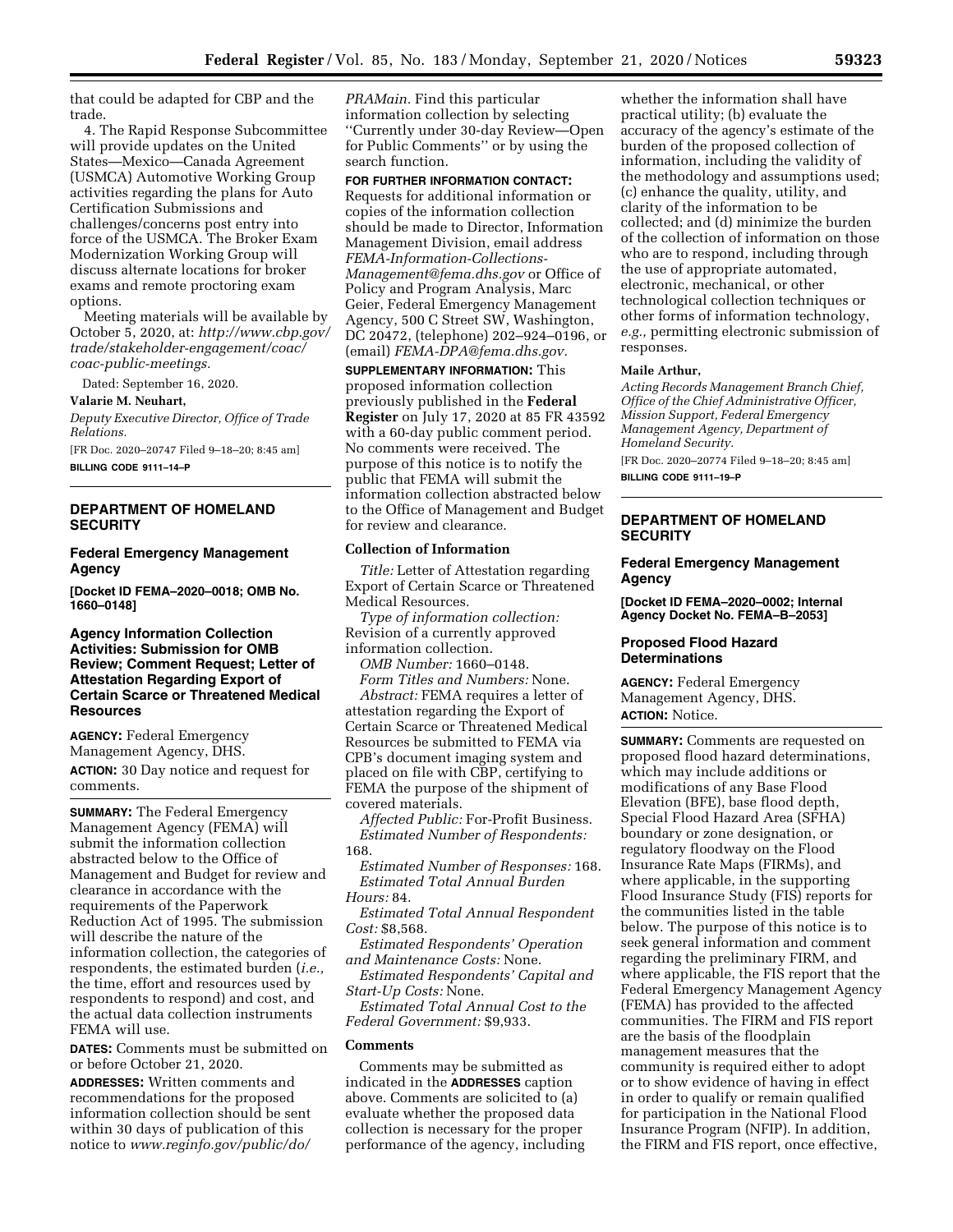that could be adapted for CBP and the trade.

4. The Rapid Response Subcommittee will provide updates on the United States—Mexico—Canada Agreement (USMCA) Automotive Working Group activities regarding the plans for Auto Certification Submissions and challenges/concerns post entry into force of the USMCA. The Broker Exam Modernization Working Group will discuss alternate locations for broker exams and remote proctoring exam options.

Meeting materials will be available by October 5, 2020, at: *http://www.cbp.gov/trade/stakeholder-engagement/coac/coac-public-meetings.*

Dated: September 16, 2020.

**Valarie M. Neuhart,**

*Deputy Executive Director, Office of Trade Relations.*

[FR Doc. 2020–20747 Filed 9–18–20; 8:45 am]

**BILLING CODE 9111–14–P**

## DEPARTMENT OF HOMELAND SECURITY

### Federal Emergency Management Agency

**[Docket ID FEMA–2020–0018; OMB No. 1660–0148]**

### Agency Information Collection Activities: Submission for OMB Review; Comment Request; Letter of Attestation Regarding Export of Certain Scarce or Threatened Medical Resources

**AGENCY:** Federal Emergency Management Agency, DHS.

**ACTION:** 30 Day notice and request for comments.

**SUMMARY:** The Federal Emergency Management Agency (FEMA) will submit the information collection abstracted below to the Office of Management and Budget for review and clearance in accordance with the requirements of the Paperwork Reduction Act of 1995. The submission will describe the nature of the information collection, the categories of respondents, the estimated burden (*i.e.,* the time, effort and resources used by respondents to respond) and cost, and the actual data collection instruments FEMA will use.

**DATES:** Comments must be submitted on or before October 21, 2020.

**ADDRESSES:** Written comments and recommendations for the proposed information collection should be sent within 30 days of publication of this notice to *www.reginfo.gov/public/do/PRAMain.* Find this particular information collection by selecting ''Currently under 30-day Review—Open for Public Comments'' or by using the search function.

**FOR FURTHER INFORMATION CONTACT:** Requests for additional information or copies of the information collection should be made to Director, Information Management Division, email address *FEMA-Information-Collections-Management@fema.dhs.gov* or Office of Policy and Program Analysis, Marc Geier, Federal Emergency Management Agency, 500 C Street SW, Washington, DC 20472, (telephone) 202–924–0196, or (email) *FEMA-DPA@fema.dhs.gov.*

**SUPPLEMENTARY INFORMATION:** This proposed information collection previously published in the **Federal Register** on July 17, 2020 at 85 FR 43592 with a 60-day public comment period. No comments were received. The purpose of this notice is to notify the public that FEMA will submit the information collection abstracted below to the Office of Management and Budget for review and clearance.

#### Collection of Information

*Title:* Letter of Attestation regarding Export of Certain Scarce or Threatened Medical Resources.

*Type of information collection:* Revision of a currently approved information collection.

*OMB Number:* 1660–0148.

*Form Titles and Numbers:* None.

*Abstract:* FEMA requires a letter of attestation regarding the Export of Certain Scarce or Threatened Medical Resources be submitted to FEMA via CPB's document imaging system and placed on file with CBP, certifying to FEMA the purpose of the shipment of covered materials.

*Affected Public:* For-Profit Business.

*Estimated Number of Respondents:* 168.

*Estimated Number of Responses:* 168.

*Estimated Total Annual Burden Hours:* 84.

*Estimated Total Annual Respondent Cost:* $8,568.

*Estimated Respondents' Operation and Maintenance Costs:* None.

*Estimated Respondents' Capital and Start-Up Costs:* None.

*Estimated Total Annual Cost to the Federal Government:* $9,933.

#### Comments

Comments may be submitted as indicated in the **ADDRESSES** caption above. Comments are solicited to (a) evaluate whether the proposed data collection is necessary for the proper performance of the agency, including whether the information shall have practical utility; (b) evaluate the accuracy of the agency's estimate of the burden of the proposed collection of information, including the validity of the methodology and assumptions used; (c) enhance the quality, utility, and clarity of the information to be collected; and (d) minimize the burden of the collection of information on those who are to respond, including through the use of appropriate automated, electronic, mechanical, or other technological collection techniques or other forms of information technology, *e.g.,* permitting electronic submission of responses.

**Maile Arthur,**

*Acting Records Management Branch Chief, Office of the Chief Administrative Officer, Mission Support, Federal Emergency Management Agency, Department of Homeland Security.*

[FR Doc. 2020–20774 Filed 9–18–20; 8:45 am]

**BILLING CODE 9111–19–P**

## DEPARTMENT OF HOMELAND SECURITY

### Federal Emergency Management Agency

**[Docket ID FEMA–2020–0002; Internal Agency Docket No. FEMA–B–2053]**

### Proposed Flood Hazard Determinations

**AGENCY:** Federal Emergency Management Agency, DHS.

**ACTION:** Notice.

**SUMMARY:** Comments are requested on proposed flood hazard determinations, which may include additions or modifications of any Base Flood Elevation (BFE), base flood depth, Special Flood Hazard Area (SFHA) boundary or zone designation, or regulatory floodway on the Flood Insurance Rate Maps (FIRMs), and where applicable, in the supporting Flood Insurance Study (FIS) reports for the communities listed in the table below. The purpose of this notice is to seek general information and comment regarding the preliminary FIRM, and where applicable, the FIS report that the Federal Emergency Management Agency (FEMA) has provided to the affected communities. The FIRM and FIS report are the basis of the floodplain management measures that the community is required either to adopt or to show evidence of having in effect in order to qualify or remain qualified for participation in the National Flood Insurance Program (NFIP). In addition, the FIRM and FIS report, once effective,